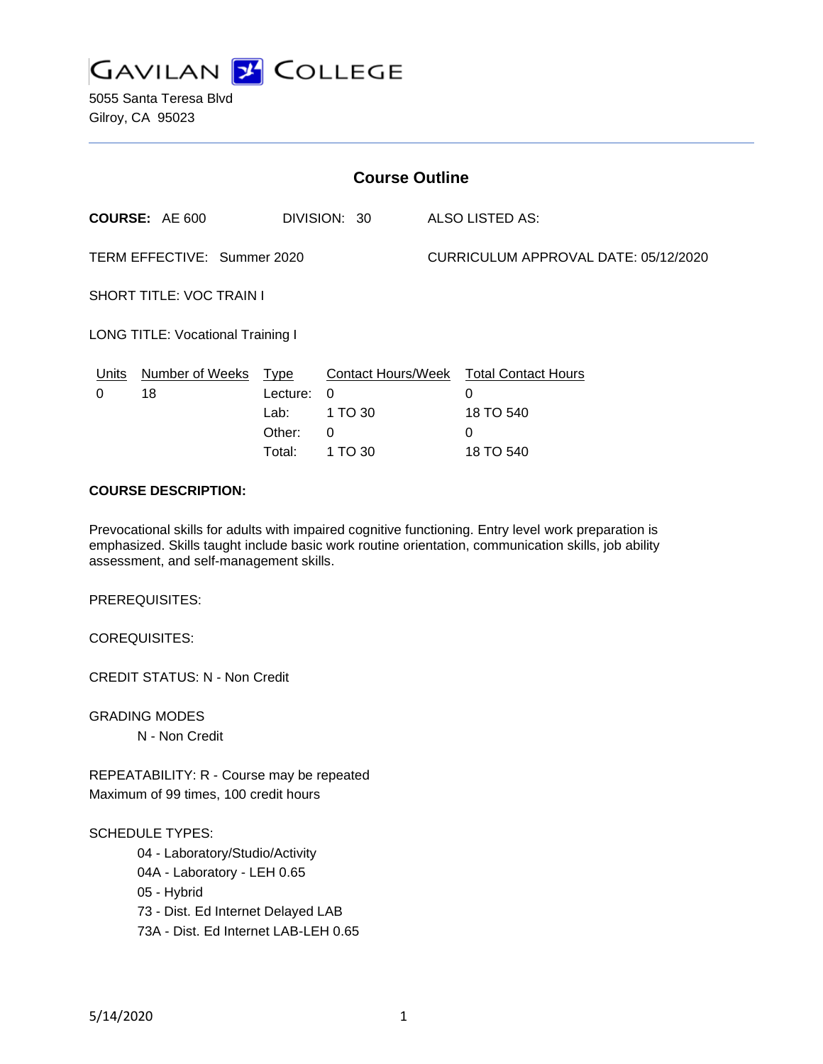GAVILAN COLLEGE

5055 Santa Teresa Blvd
Gilroy, CA 95023

## Course Outline

**COURSE:** AE 600 DIVISION: 30 ALSO LISTED AS:

TERM EFFECTIVE: Summer 2020 CURRICULUM APPROVAL DATE: 05/12/2020

SHORT TITLE: VOC TRAIN I

LONG TITLE: Vocational Training I

| Units | Number of Weeks | Type | Contact Hours/Week | Total Contact Hours |
|---|---|---|---|---|
| 0 | 18 | Lecture: | 0 | 0 |
| | | Lab: | 1 TO 30 | 18 TO 540 |
| | | Other: | 0 | 0 |
| | | Total: | 1 TO 30 | 18 TO 540 |

**COURSE DESCRIPTION:**

Prevocational skills for adults with impaired cognitive functioning. Entry level work preparation is emphasized. Skills taught include basic work routine orientation, communication skills, job ability assessment, and self-management skills.

PREREQUISITES:

COREQUISITES:

CREDIT STATUS: N - Non Credit

GRADING MODES

- N - Non Credit

REPEATABILITY: R - Course may be repeated
Maximum of 99 times, 100 credit hours

SCHEDULE TYPES:

- 04 - Laboratory/Studio/Activity
- 04A - Laboratory - LEH 0.65
- 05 - Hybrid
- 73 - Dist. Ed Internet Delayed LAB
- 73A - Dist. Ed Internet LAB-LEH 0.65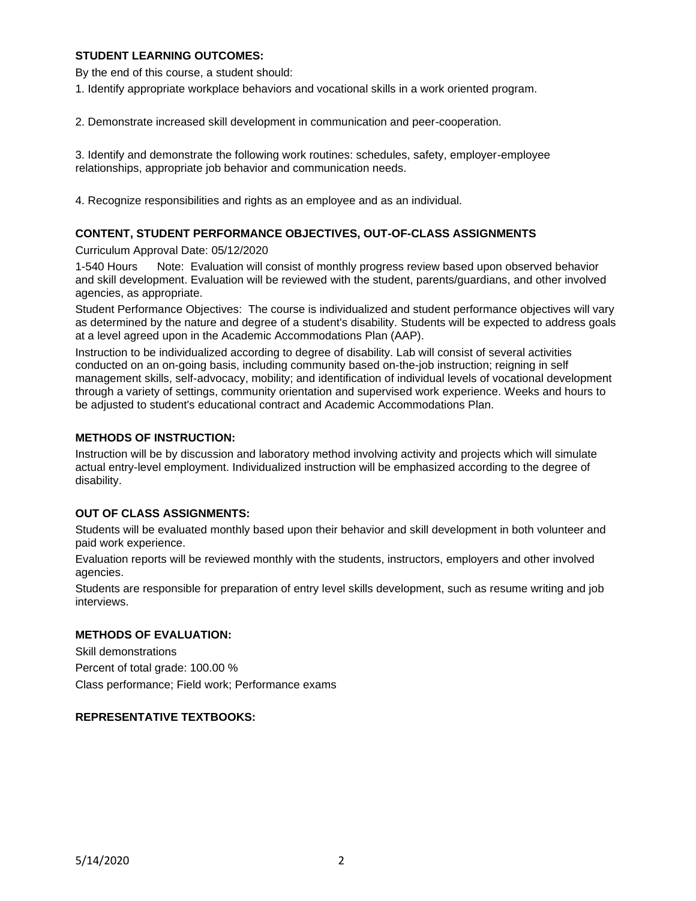**STUDENT LEARNING OUTCOMES:**

By the end of this course, a student should:

1. Identify appropriate workplace behaviors and vocational skills in a work oriented program.

2. Demonstrate increased skill development in communication and peer-cooperation.

3. Identify and demonstrate the following work routines: schedules, safety, employer-employee relationships, appropriate job behavior and communication needs.

4. Recognize responsibilities and rights as an employee and as an individual.

**CONTENT, STUDENT PERFORMANCE OBJECTIVES, OUT-OF-CLASS ASSIGNMENTS**

Curriculum Approval Date: 05/12/2020

1-540 Hours Note: Evaluation will consist of monthly progress review based upon observed behavior and skill development. Evaluation will be reviewed with the student, parents/guardians, and other involved agencies, as appropriate.

Student Performance Objectives: The course is individualized and student performance objectives will vary as determined by the nature and degree of a student's disability. Students will be expected to address goals at a level agreed upon in the Academic Accommodations Plan (AAP).

Instruction to be individualized according to degree of disability. Lab will consist of several activities conducted on an on-going basis, including community based on-the-job instruction; reigning in self management skills, self-advocacy, mobility; and identification of individual levels of vocational development through a variety of settings, community orientation and supervised work experience. Weeks and hours to be adjusted to student's educational contract and Academic Accommodations Plan.

**METHODS OF INSTRUCTION:**

Instruction will be by discussion and laboratory method involving activity and projects which will simulate actual entry-level employment. Individualized instruction will be emphasized according to the degree of disability.

**OUT OF CLASS ASSIGNMENTS:**

Students will be evaluated monthly based upon their behavior and skill development in both volunteer and paid work experience.

Evaluation reports will be reviewed monthly with the students, instructors, employers and other involved agencies.

Students are responsible for preparation of entry level skills development, such as resume writing and job interviews.

**METHODS OF EVALUATION:**

Skill demonstrations

Percent of total grade: 100.00 %

Class performance; Field work; Performance exams

**REPRESENTATIVE TEXTBOOKS:**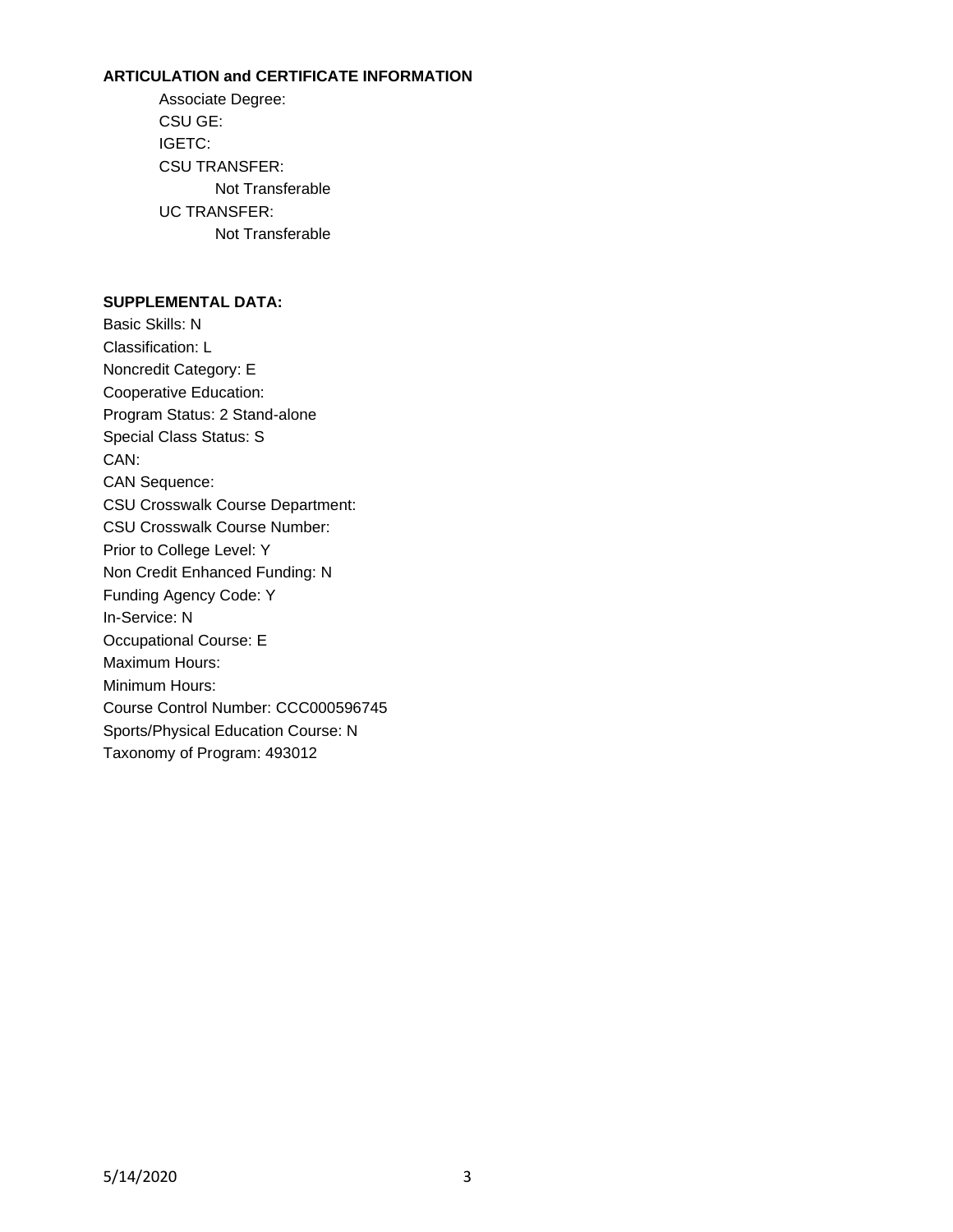**ARTICULATION and CERTIFICATE INFORMATION**

Associate Degree:
CSU GE:
IGETC:
CSU TRANSFER:
Not Transferable
UC TRANSFER:
Not Transferable

**SUPPLEMENTAL DATA:**

Basic Skills: N
Classification: L
Noncredit Category: E
Cooperative Education:
Program Status: 2 Stand-alone
Special Class Status: S
CAN:
CAN Sequence:
CSU Crosswalk Course Department:
CSU Crosswalk Course Number:
Prior to College Level: Y
Non Credit Enhanced Funding: N
Funding Agency Code: Y
In-Service: N
Occupational Course: E
Maximum Hours:
Minimum Hours:
Course Control Number: CCC000596745
Sports/Physical Education Course: N
Taxonomy of Program: 493012